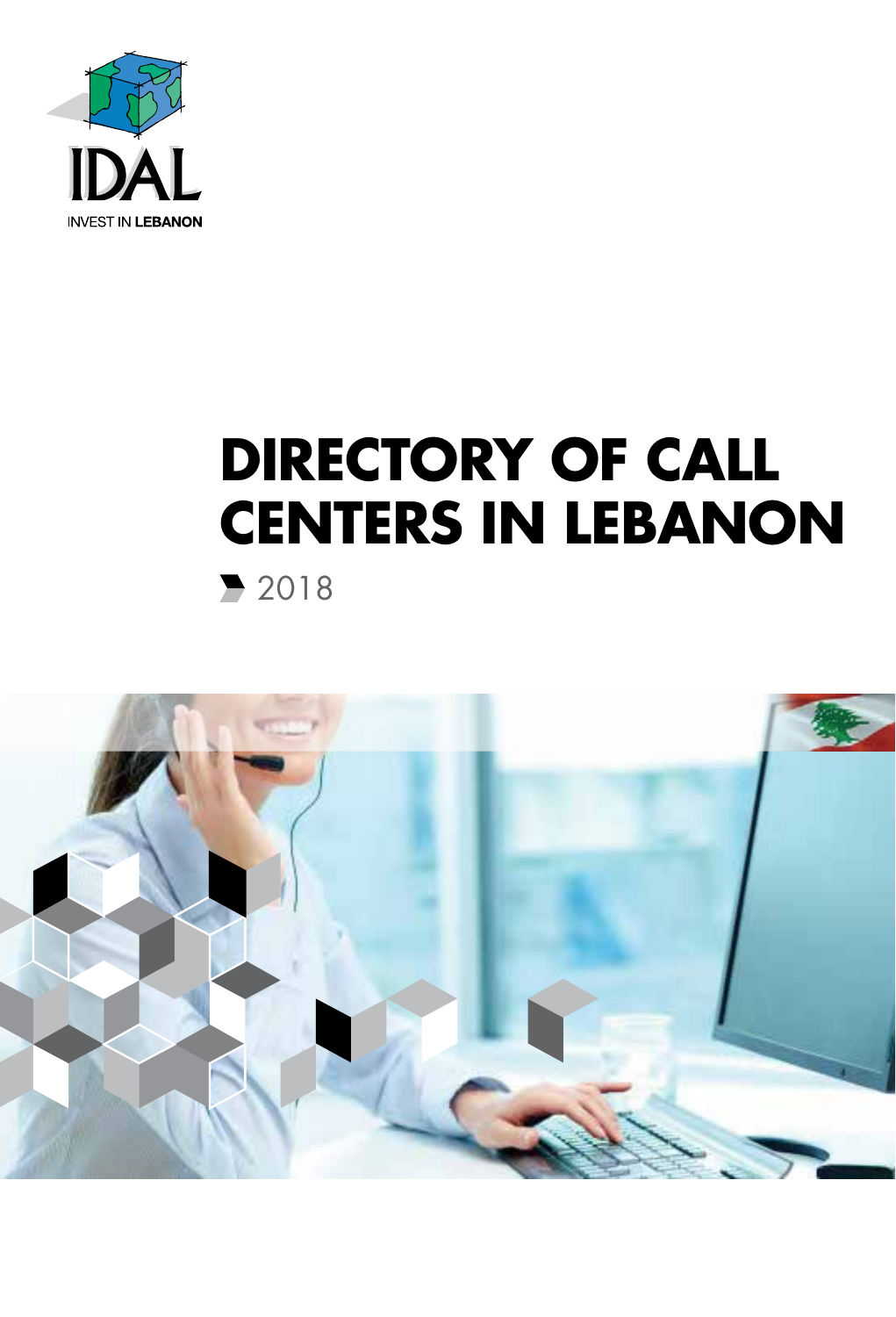IDAL

INVEST IN LEBANON

# DIRECTORY OF CALL CENTERS IN LEBANON

2018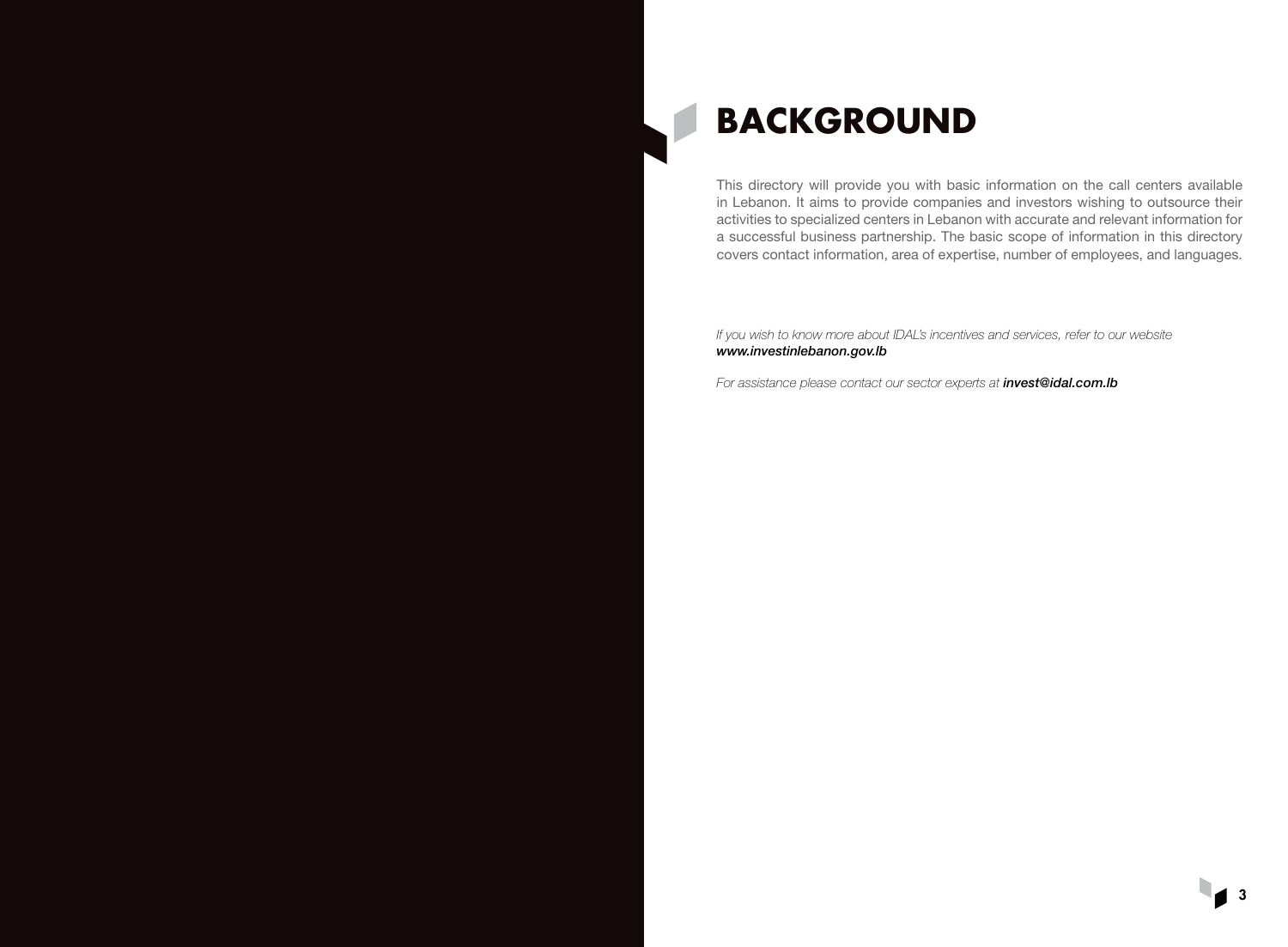# BACKGROUND

This directory will provide you with basic information on the call centers available in Lebanon. It aims to provide companies and investors wishing to outsource their activities to specialized centers in Lebanon with accurate and relevant information for a successful business partnership. The basic scope of information in this directory covers contact information, area of expertise, number of employees, and languages.

*If you wish to know more about IDAL's incentives and services, refer to our website* ***www.investinlebanon.gov.lb***

*For assistance please contact our sector experts at* ***invest@idal.com.lb***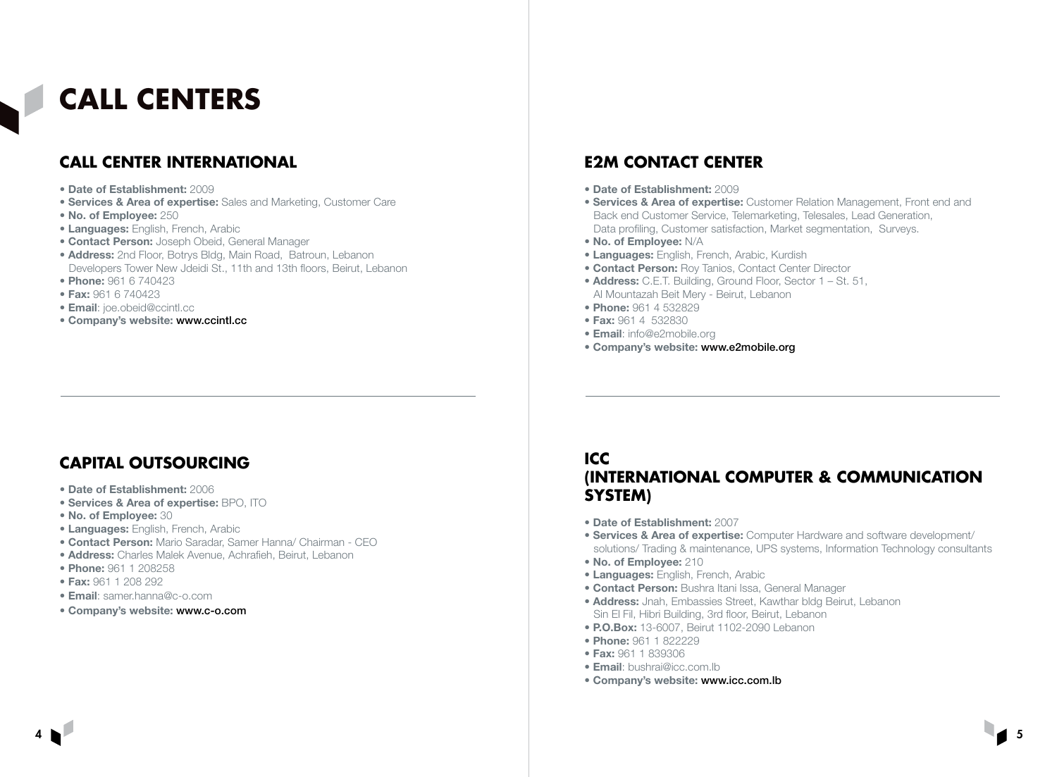# CALL CENTERS

## CALL CENTER INTERNATIONAL

- **Date of Establishment:** 2009
- **Services & Area of expertise:** Sales and Marketing, Customer Care
- **No. of Employee:** 250
- **Languages:** English, French, Arabic
- **Contact Person:** Joseph Obeid, General Manager
- **Address:** 2nd Floor, Botrys Bldg, Main Road, Batroun, Lebanon
  Developers Tower New Jdeidi St., 11th and 13th floors, Beirut, Lebanon
- **Phone:** 961 6 740423
- **Fax:** 961 6 740423
- **Email**: joe.obeid@ccintl.cc
- **Company's website:** www.ccintl.cc

## CAPITAL OUTSOURCING

- **Date of Establishment:** 2006
- **Services & Area of expertise:** BPO, ITO
- **No. of Employee:** 30
- **Languages:** English, French, Arabic
- **Contact Person:** Mario Saradar, Samer Hanna/ Chairman - CEO
- **Address:** Charles Malek Avenue, Achrafieh, Beirut, Lebanon
- **Phone:** 961 1 208258
- **Fax:** 961 1 208 292
- **Email**: samer.hanna@c-o.com
- **Company's website:** www.c-o.com

## E2M CONTACT CENTER

- **Date of Establishment:** 2009
- **Services & Area of expertise:** Customer Relation Management, Front end and Back end Customer Service, Telemarketing, Telesales, Lead Generation, Data profiling, Customer satisfaction, Market segmentation, Surveys.
- **No. of Employee:** N/A
- **Languages:** English, French, Arabic, Kurdish
- **Contact Person:** Roy Tanios, Contact Center Director
- **Address:** C.E.T. Building, Ground Floor, Sector 1 – St. 51,
  Al Mountazah Beit Mery - Beirut, Lebanon
- **Phone:** 961 4 532829
- **Fax:** 961 4 532830
- **Email**: info@e2mobile.org
- **Company's website:** www.e2mobile.org

## ICC (INTERNATIONAL COMPUTER & COMMUNICATION SYSTEM)

- **Date of Establishment:** 2007
- **Services & Area of expertise:** Computer Hardware and software development/ solutions/ Trading & maintenance, UPS systems, Information Technology consultants
- **No. of Employee:** 210
- **Languages:** English, French, Arabic
- **Contact Person:** Bushra Itani Issa, General Manager
- **Address:** Jnah, Embassies Street, Kawthar bldg Beirut, Lebanon
  Sin El Fil, Hibri Building, 3rd floor, Beirut, Lebanon
- **P.O.Box:** 13-6007, Beirut 1102-2090 Lebanon
- **Phone:** 961 1 822229
- **Fax:** 961 1 839306
- **Email**: bushrai@icc.com.lb
- **Company's website:** www.icc.com.lb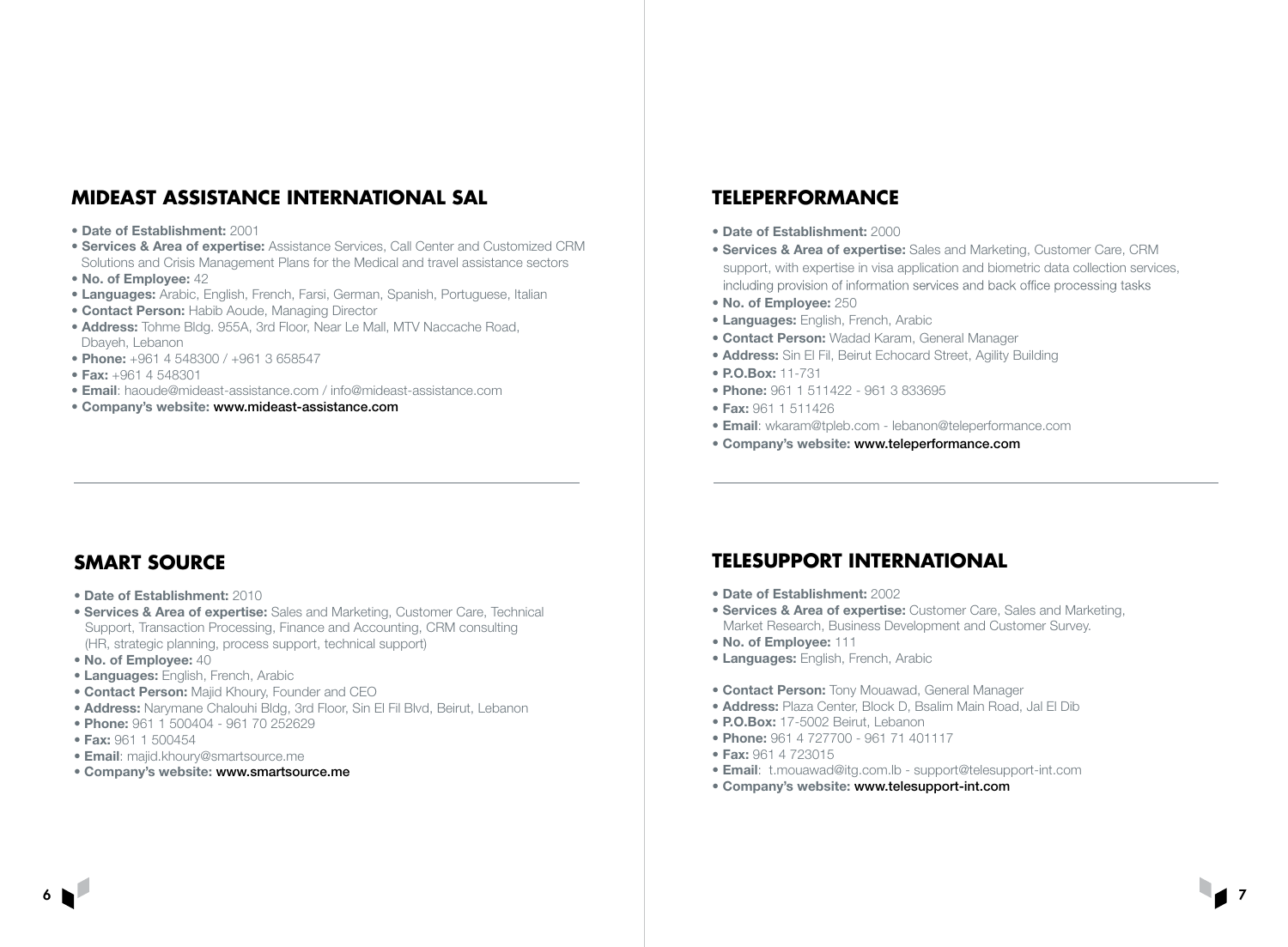## MIDEAST ASSISTANCE INTERNATIONAL SAL

- **Date of Establishment:** 2001
- **Services & Area of expertise:** Assistance Services, Call Center and Customized CRM Solutions and Crisis Management Plans for the Medical and travel assistance sectors
- **No. of Employee:** 42
- **Languages:** Arabic, English, French, Farsi, German, Spanish, Portuguese, Italian
- **Contact Person:** Habib Aoude, Managing Director
- **Address:** Tohme Bldg. 955A, 3rd Floor, Near Le Mall, MTV Naccache Road, Dbayeh, Lebanon
- **Phone:** +961 4 548300 / +961 3 658547
- **Fax:** +961 4 548301
- **Email**: haoude@mideast-assistance.com / info@mideast-assistance.com
- **Company's website:** www.mideast-assistance.com

## SMART SOURCE

- **Date of Establishment:** 2010
- **Services & Area of expertise:** Sales and Marketing, Customer Care, Technical Support, Transaction Processing, Finance and Accounting, CRM consulting (HR, strategic planning, process support, technical support)
- **No. of Employee:** 40
- **Languages:** English, French, Arabic
- **Contact Person:** Majid Khoury, Founder and CEO
- **Address:** Narymane Chalouhi Bldg, 3rd Floor, Sin El Fil Blvd, Beirut, Lebanon
- **Phone:** 961 1 500404 - 961 70 252629
- **Fax:** 961 1 500454
- **Email**: majid.khoury@smartsource.me
- **Company's website:** www.smartsource.me

## TELEPERFORMANCE

- **Date of Establishment:** 2000
- **Services & Area of expertise:** Sales and Marketing, Customer Care, CRM support, with expertise in visa application and biometric data collection services, including provision of information services and back office processing tasks
- **No. of Employee:** 250
- **Languages:** English, French, Arabic
- **Contact Person:** Wadad Karam, General Manager
- **Address:** Sin El Fil, Beirut Echocard Street, Agility Building
- **P.O.Box:** 11-731
- **Phone:** 961 1 511422 - 961 3 833695
- **Fax:** 961 1 511426
- **Email**: wkaram@tpleb.com - lebanon@teleperformance.com
- **Company's website:** www.teleperformance.com

## TELESUPPORT INTERNATIONAL

- **Date of Establishment:** 2002
- **Services & Area of expertise:** Customer Care, Sales and Marketing, Market Research, Business Development and Customer Survey.
- **No. of Employee:** 111
- **Languages:** English, French, Arabic
- **Contact Person:** Tony Mouawad, General Manager
- **Address:** Plaza Center, Block D, Bsalim Main Road, Jal El Dib
- **P.O.Box:** 17-5002 Beirut, Lebanon
- **Phone:** 961 4 727700 - 961 71 401117
- **Fax:** 961 4 723015
- **Email**: t.mouawad@itg.com.lb - support@telesupport-int.com
- **Company's website:** www.telesupport-int.com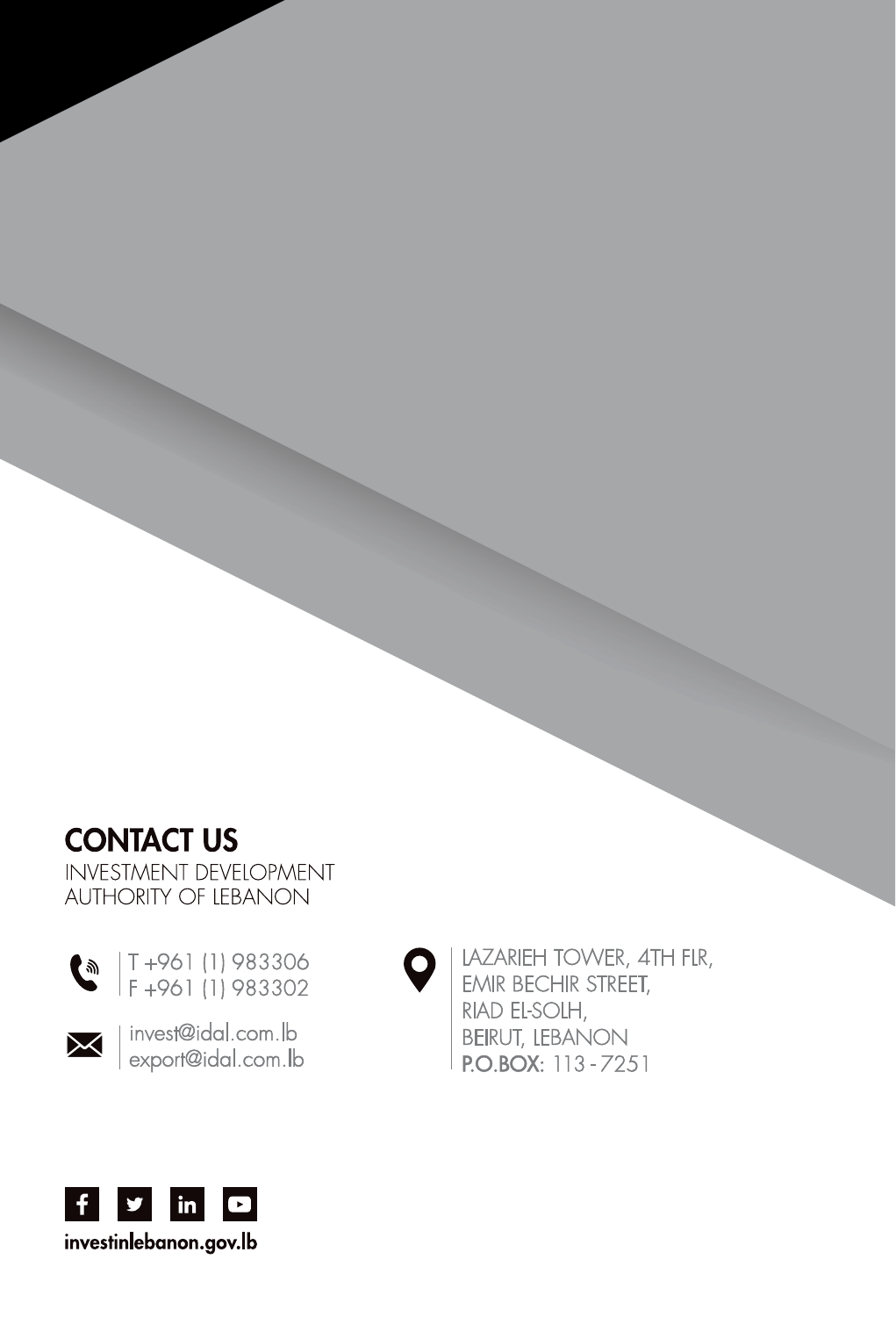## CONTACT US

INVESTMENT DEVELOPMENT
AUTHORITY OF LEBANON

T +961 (1) 983306
F +961 (1) 983302

invest@idal.com.lb
export@idal.com.lb

LAZARIEH TOWER, 4TH FLR,
EMIR BECHIR STREET,
RIAD EL-SOLH,
BEIRUT, LEBANON
**P.O.BOX:** 113 - 7251

investinlebanon.gov.lb